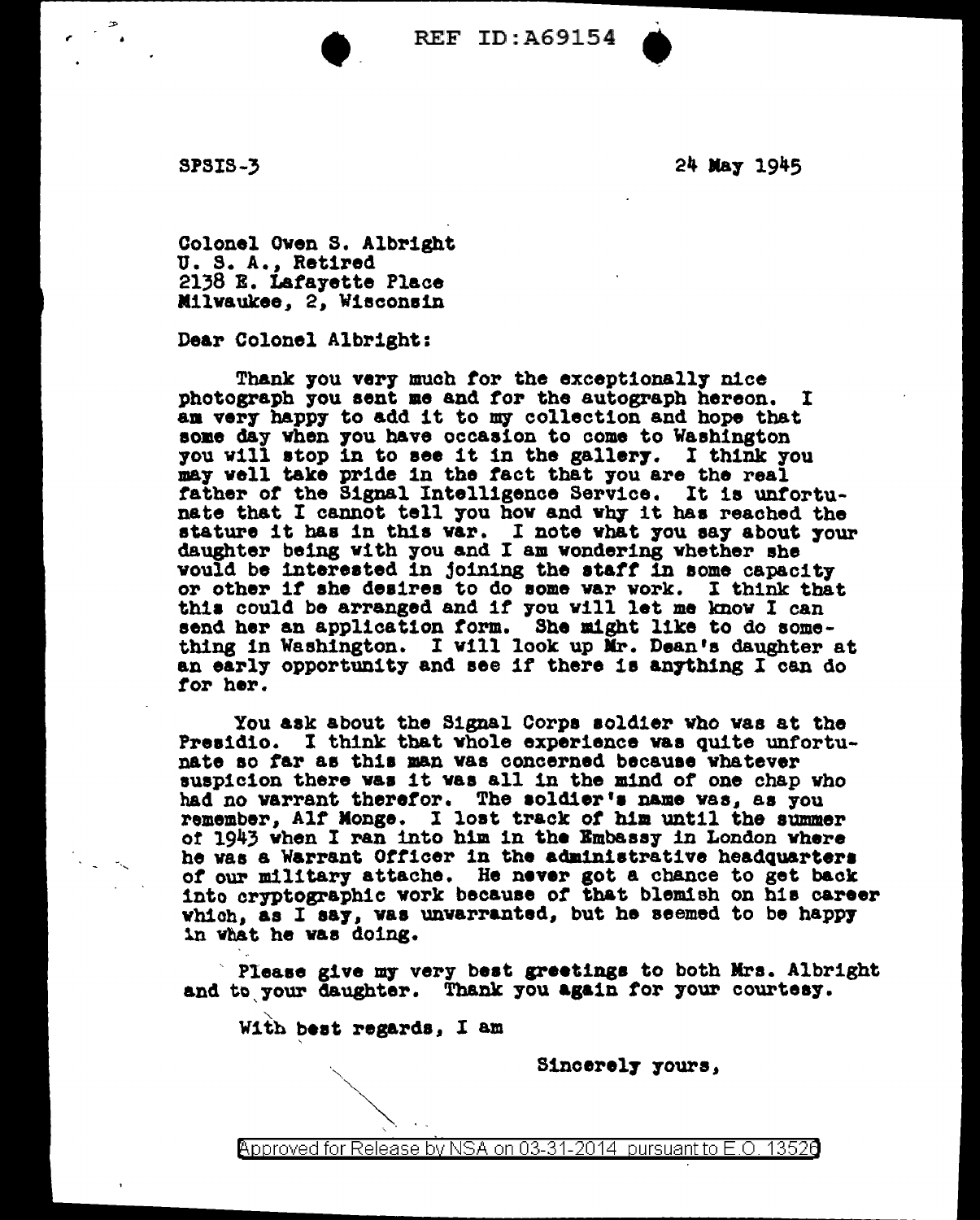SPSIS-3

24 May 1945

Colonel Owen S. Albright
U. S. A., Retired
2138 E. Lafayette Place
Milwaukee, 2, Wisconsin

Dear Colonel Albright:

Thank you very much for the exceptionally nice photograph you sent me and for the autograph hereon. I am very happy to add it to my collection and hope that some day when you have occasion to come to Washington you will stop in to see it in the gallery. I think you may well take pride in the fact that you are the real father of the Signal Intelligence Service. It is unfortunate that I cannot tell you how and why it has reached the stature it has in this war. I note what you say about your daughter being with you and I am wondering whether she would be interested in joining the staff in some capacity or other if she desires to do some war work. I think that this could be arranged and if you will let me know I can send her an application form. She might like to do something in Washington. I will look up Mr. Dean's daughter at an early opportunity and see if there is anything I can do for her.

You ask about the Signal Corps soldier who was at the Presidio. I think that whole experience was quite unfortunate so far as this man was concerned because whatever suspicion there was it was all in the mind of one chap who had no warrant therefor. The soldier's name was, as you remember, Alf Monge. I lost track of him until the summer of 1943 when I ran into him in the Embassy in London where he was a Warrant Officer in the administrative headquarters of our military attache. He never got a chance to get back into cryptographic work because of that blemish on his career which, as I say, was unwarranted, but he seemed to be happy in what he was doing.

Please give my very best greetings to both Mrs. Albright and to your daughter. Thank you again for your courtesy.

With best regards, I am

Sincerely yours,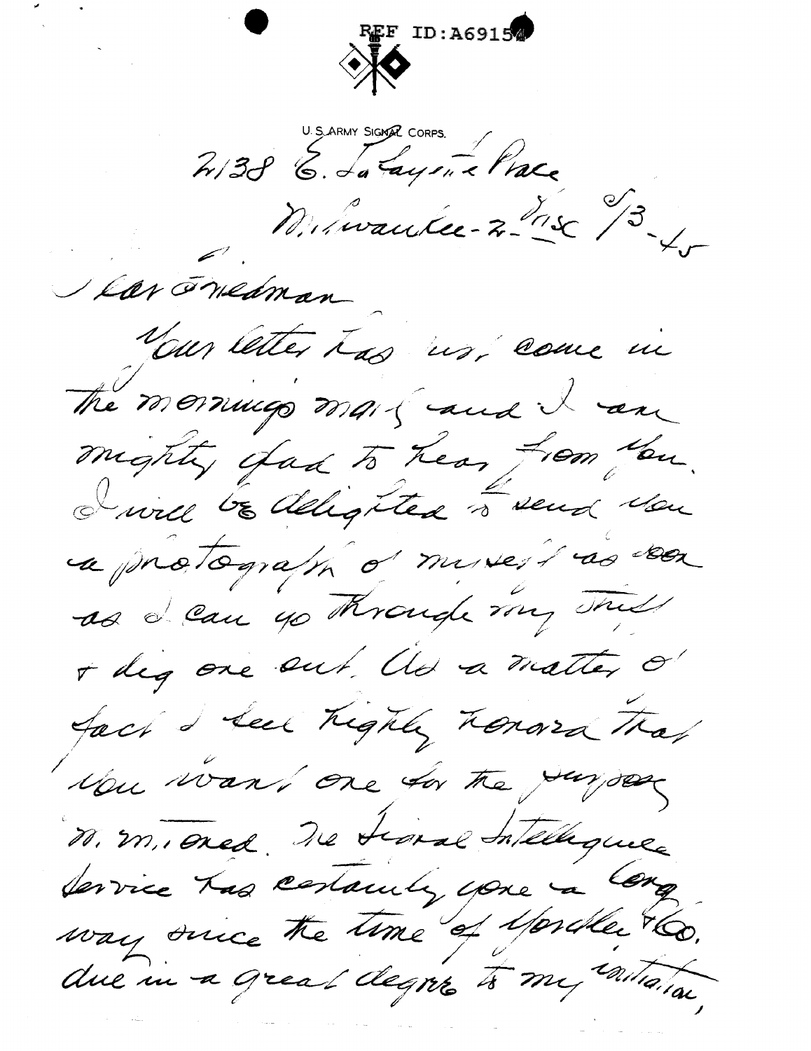REF ID:A69154

U.S. ARMY SIGNAL CORPS.

2138 E. Lafayette Place
Milwaukee-2-Wisc 9/3-45

Dear Friedman

Your letter has just come in the mornings mail and I am mighty glad to hear from you. I will be delighted to send you a photograph of myself as soon as I can go through my stuff & dig one out. As a matter of fact I feel highly honored that you want one for the purpose mentioned. The Signal Intelligence Service has certainly gone a long way since the time of Yardley & Co. due in a great degree to my initiation,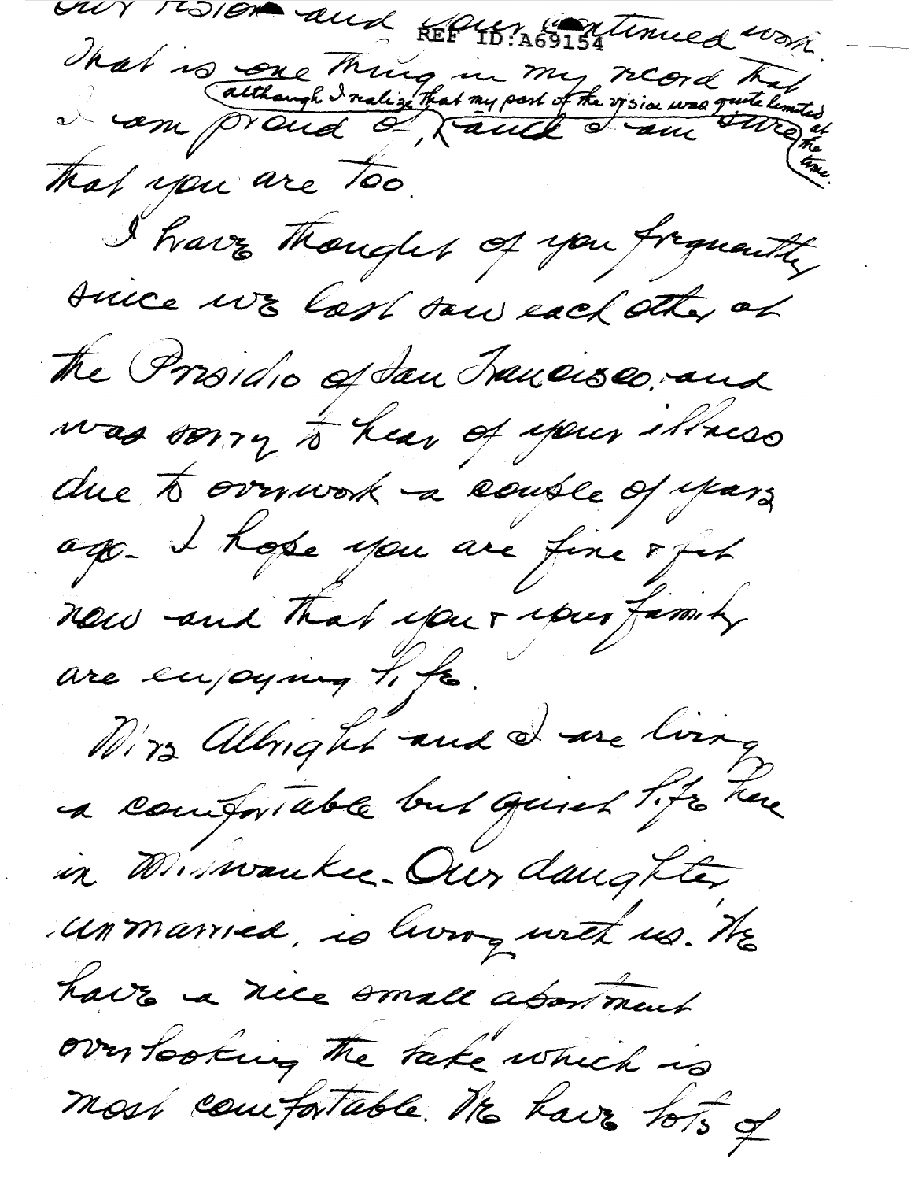our vision and your continued work. That is one thing in my record that I am proud of (although I realize that my part of the vision was quite limited at the time), and I am sure that you are too.

I have thought of you frequently since we last saw each other at the Presidio of San Francisco, and was sorry to hear of your illness due to overwork a couple of years ago. I hope you are fine & fit now and that you & your family are enjoying life.

Mrs Albright and I are living a comfortable but quiet life here in Milwaukee. Our daughter, unmarried, is living with us. We have a nice small apartment overlooking the lake which is most comfortable. We have lots of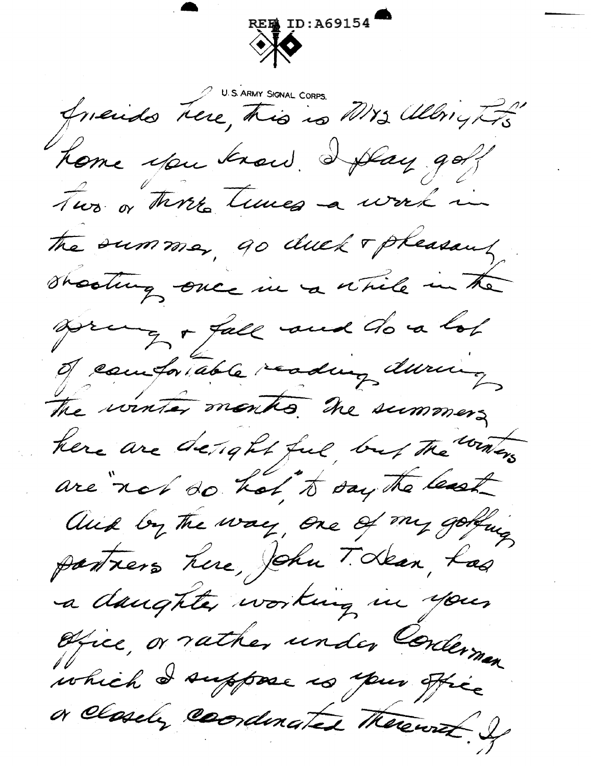U.S. ARMY SIGNAL CORPS.

friends here, this is Mrs Albright's home you know. I play golf two or three times a week in the summer, go duck & pheasant shooting once in a while in the spring & fall and do a lot of comfortable reading during the winter months. The summers here are delightful, but the winters are "not so hot," to say the least. And by the way, one of my golfing partners here, John T. Dean, has a daughter working in your office, or rather under Corderman which I suppose is your office or closely coordinated therewith. If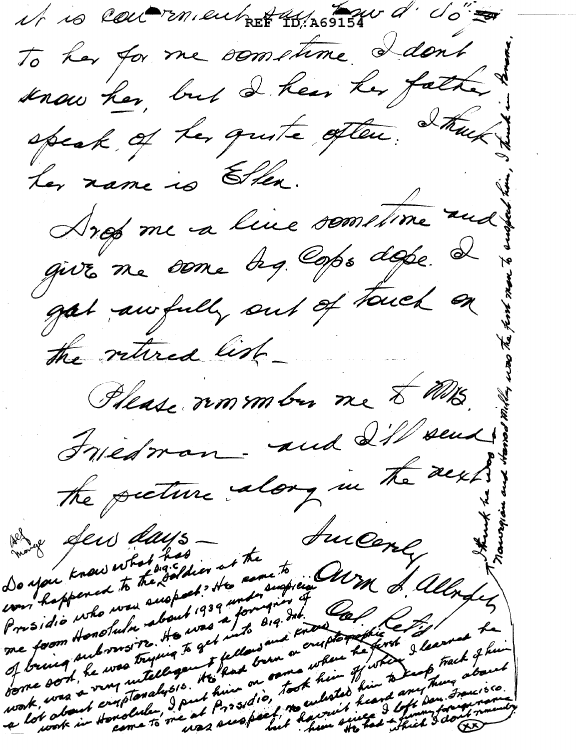it is convenient say "how d' do"
to her for me sometime. I don't
know her, but I hear her father
speak of her quite often. I think
her name is Ellen.

Drop me a line sometime and
give me some Sig. Corps dope. I
get awfully out of touch on
the retired list –

Please remember me to Mrs.
Friedman – and I'll send
the picture along in the next
few days –

Sincerely
Wm. L. Allnsley
Col. Ret'd

Sig. Corps

Do you know what has happened to the Sig. C. soldier at the Presidio who was suspect? He came to me from Honolulu about 1939 under suspicion of being subversive. He was a foreigner of some sort, he was trying to get into Sig. Int. work, was a very intelligent fellow and knew a lot about cryptanalysis. He had been in cryptographic work in Honolulu. I put him on some where he first came to me at Presidio, took him off when I learned he was suspect, re-enlisted him to keep track of him but haven't heard anything about him since I left San Francisco. He had a funny foreign name which I don't remember. (xx)

I think he was Norwegian and Harold Miller was the first man to suspect him, I think in Panama.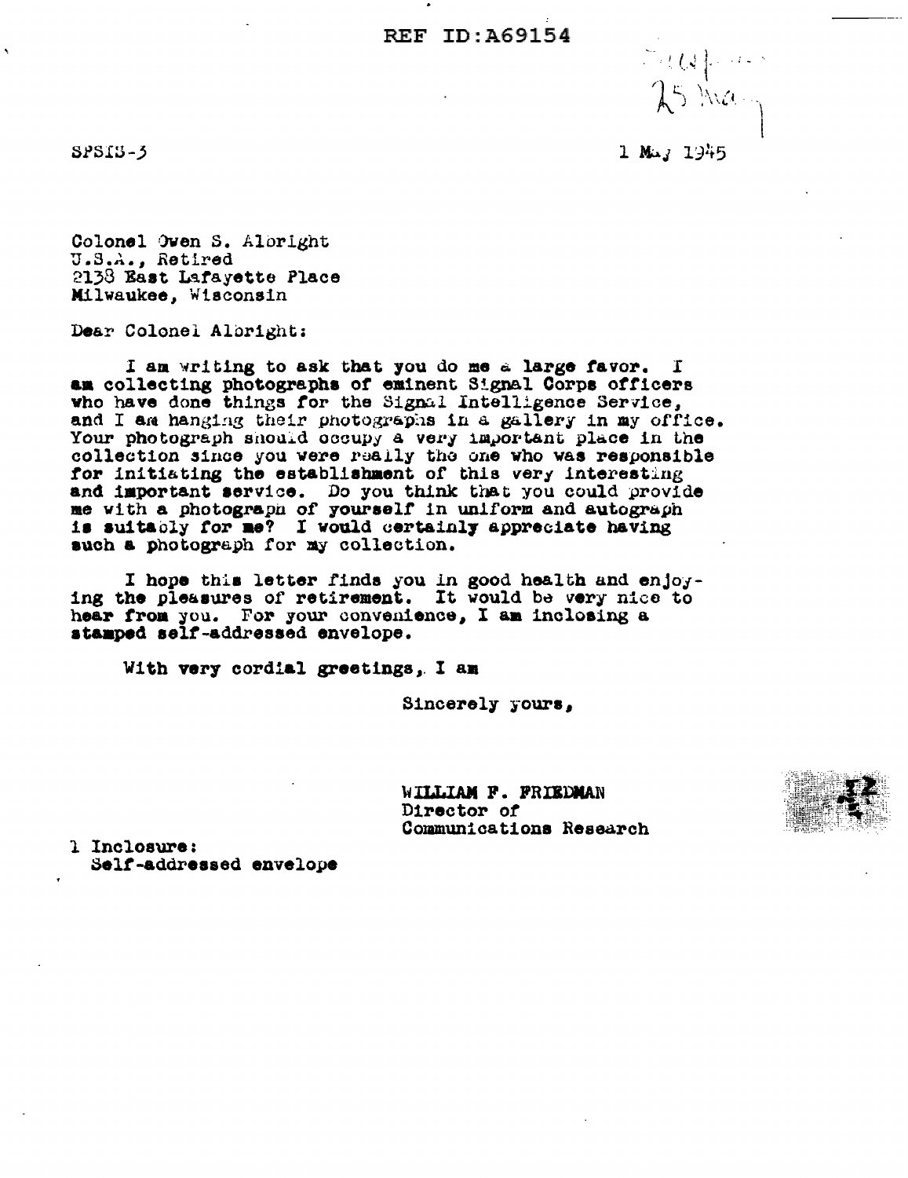REF ID:A69154

SPSIS-3

1 May 1945

Colonel Owen S. Albright
U.S.A., Retired
2138 East Lafayette Place
Milwaukee, Wisconsin

Dear Colonel Albright:

I am writing to ask that you do me a large favor. I am collecting photographs of eminent Signal Corps officers who have done things for the Signal Intelligence Service, and I am hanging their photographs in a gallery in my office. Your photograph should occupy a very important place in the collection since you were really the one who was responsible for initiating the establishment of this very interesting and important service. Do you think that you could provide me with a photograph of yourself in uniform and autograph is suitably for me? I would certainly appreciate having such a photograph for my collection.

I hope this letter finds you in good health and enjoying the pleasures of retirement. It would be very nice to hear from you. For your convenience, I am inclosing a stamped self-addressed envelope.

With very cordial greetings, I am

Sincerely yours,

WILLIAM F. FRIEDMAN
Director of
Communications Research

1 Inclosure:
Self-addressed envelope